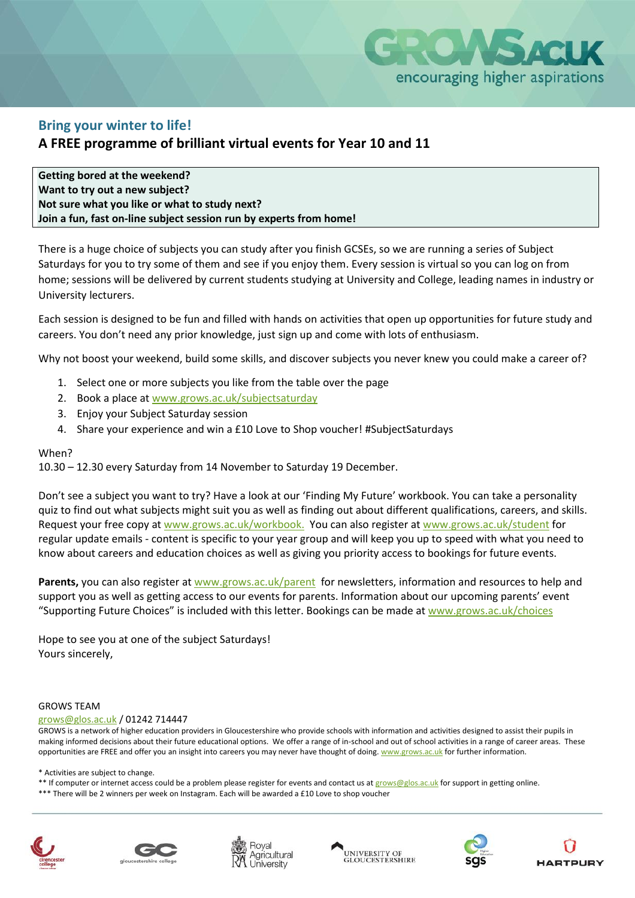GROWS.AC.UK
encouraging higher aspirations

## Bring your winter to life!

### A FREE programme of brilliant virtual events for Year 10 and 11

**Getting bored at the weekend?**
**Want to try out a new subject?**
**Not sure what you like or what to study next?**
**Join a fun, fast on-line subject session run by experts from home!**

There is a huge choice of subjects you can study after you finish GCSEs, so we are running a series of Subject Saturdays for you to try some of them and see if you enjoy them. Every session is virtual so you can log on from home; sessions will be delivered by current students studying at University and College, leading names in industry or University lecturers.

Each session is designed to be fun and filled with hands on activities that open up opportunities for future study and careers. You don't need any prior knowledge, just sign up and come with lots of enthusiasm.

Why not boost your weekend, build some skills, and discover subjects you never knew you could make a career of?

1. Select one or more subjects you like from the table over the page
2. Book a place at www.grows.ac.uk/subjectsaturday
3. Enjoy your Subject Saturday session
4. Share your experience and win a £10 Love to Shop voucher! #SubjectSaturdays

When?
10.30 – 12.30 every Saturday from 14 November to Saturday 19 December.

Don't see a subject you want to try? Have a look at our 'Finding My Future' workbook. You can take a personality quiz to find out what subjects might suit you as well as finding out about different qualifications, careers, and skills. Request your free copy at www.grows.ac.uk/workbook. You can also register at www.grows.ac.uk/student for regular update emails - content is specific to your year group and will keep you up to speed with what you need to know about careers and education choices as well as giving you priority access to bookings for future events.

**Parents,** you can also register at www.grows.ac.uk/parent for newsletters, information and resources to help and support you as well as getting access to our events for parents. Information about our upcoming parents' event "Supporting Future Choices" is included with this letter. Bookings can be made at www.grows.ac.uk/choices

Hope to see you at one of the subject Saturdays!
Yours sincerely,

GROWS TEAM
grows@glos.ac.uk / 01242 714447
GROWS is a network of higher education providers in Gloucestershire who provide schools with information and activities designed to assist their pupils in making informed decisions about their future educational options. We offer a range of in-school and out of school activities in a range of career areas. These opportunities are FREE and offer you an insight into careers you may never have thought of doing. www.grows.ac.uk for further information.

* Activities are subject to change.
** If computer or internet access could be a problem please register for events and contact us at grows@glos.ac.uk for support in getting online.
*** There will be 2 winners per week on Instagram. Each will be awarded a £10 Love to shop voucher

cirencester college | gloucestershire college | Royal Agricultural University | University of Gloucestershire | sgs | Hartpury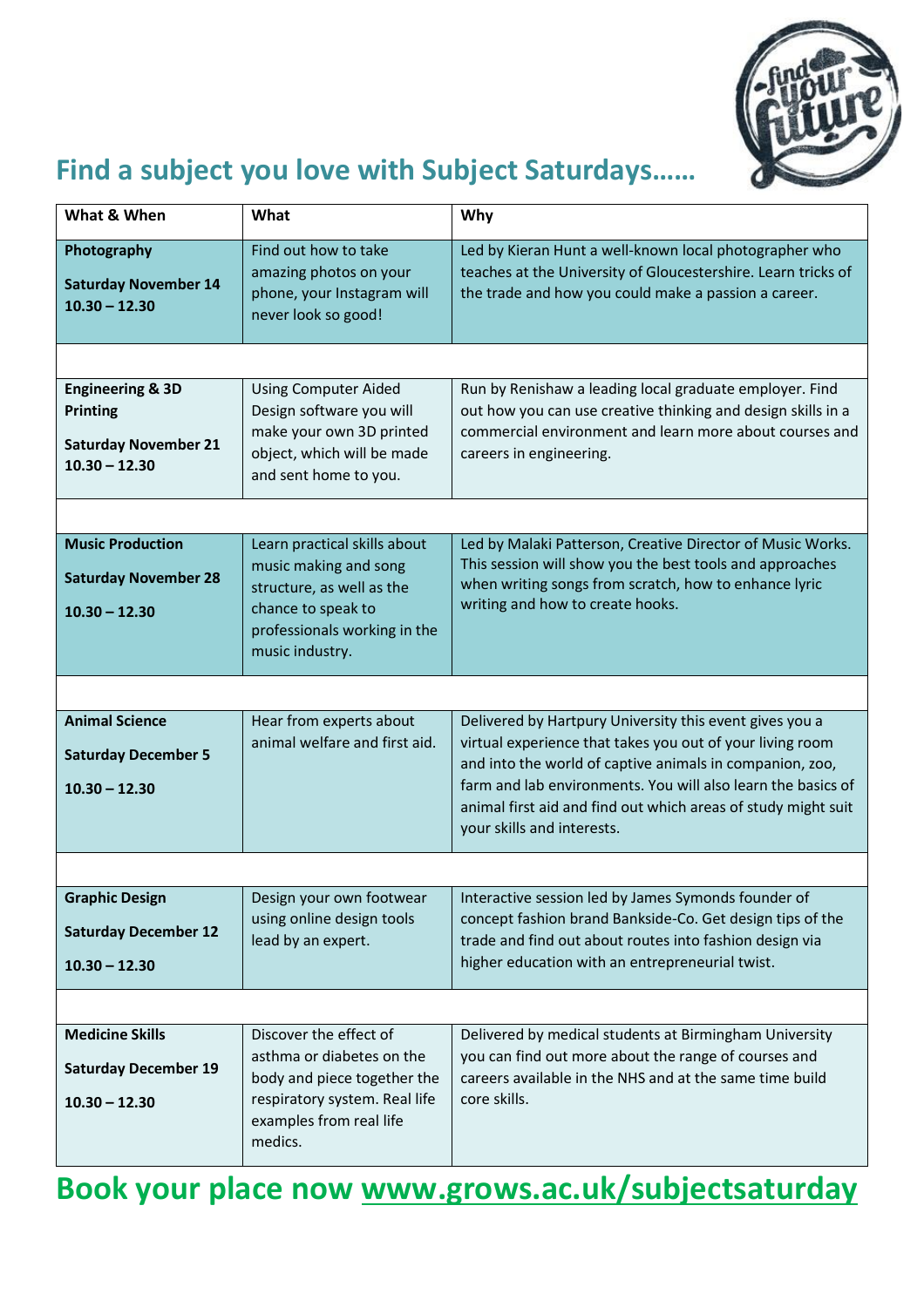## Find a subject you love with Subject Saturdays……

| What & When | What | Why |
|---|---|---|
| **Photography**<br>**Saturday November 14**<br>**10.30 – 12.30** | Find out how to take amazing photos on your phone, your Instagram will never look so good! | Led by Kieran Hunt a well-known local photographer who teaches at the University of Gloucestershire. Learn tricks of the trade and how you could make a passion a career. |
| | | |
| **Engineering & 3D Printing**<br>**Saturday November 21**<br>**10.30 – 12.30** | Using Computer Aided Design software you will make your own 3D printed object, which will be made and sent home to you. | Run by Renishaw a leading local graduate employer. Find out how you can use creative thinking and design skills in a commercial environment and learn more about courses and careers in engineering. |
| | | |
| **Music Production**<br>**Saturday November 28**<br>**10.30 – 12.30** | Learn practical skills about music making and song structure, as well as the chance to speak to professionals working in the music industry. | Led by Malaki Patterson, Creative Director of Music Works. This session will show you the best tools and approaches when writing songs from scratch, how to enhance lyric writing and how to create hooks. |
| | | |
| **Animal Science**<br>**Saturday December 5**<br>**10.30 – 12.30** | Hear from experts about animal welfare and first aid. | Delivered by Hartpury University this event gives you a virtual experience that takes you out of your living room and into the world of captive animals in companion, zoo, farm and lab environments. You will also learn the basics of animal first aid and find out which areas of study might suit your skills and interests. |
| | | |
| **Graphic Design**<br>**Saturday December 12**<br>**10.30 – 12.30** | Design your own footwear using online design tools lead by an expert. | Interactive session led by James Symonds founder of concept fashion brand Bankside-Co. Get design tips of the trade and find out about routes into fashion design via higher education with an entrepreneurial twist. |
| | | |
| **Medicine Skills**<br>**Saturday December 19**<br>**10.30 – 12.30** | Discover the effect of asthma or diabetes on the body and piece together the respiratory system. Real life examples from real life medics. | Delivered by medical students at Birmingham University you can find out more about the range of courses and careers available in the NHS and at the same time build core skills. |

## Book your place now www.grows.ac.uk/subjectsaturday